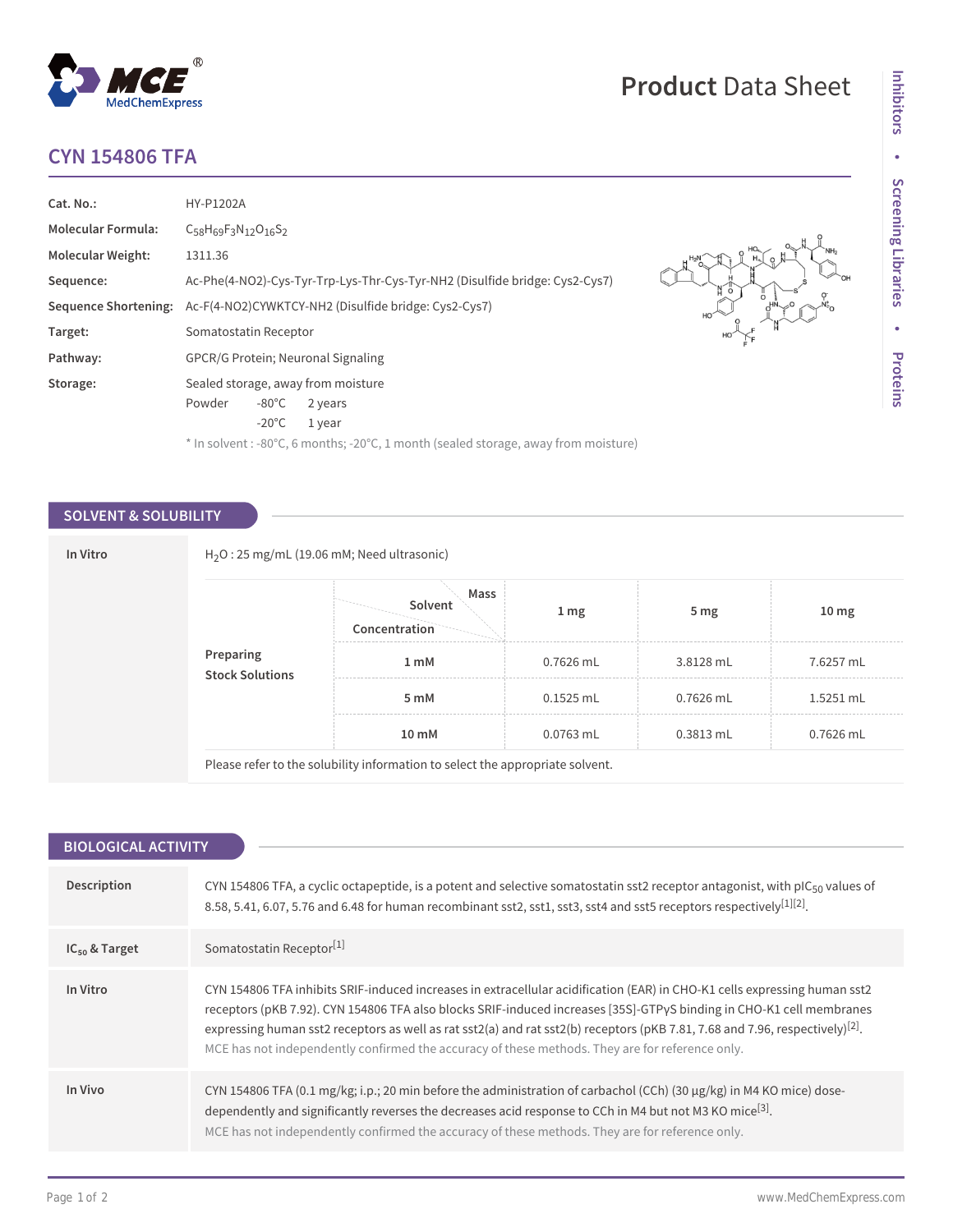# CYN 154806 TFA

| | |
|---|---|
| **Cat. No.:** | HY-P1202A |
| **Molecular Formula:** | $C_{58}H_{69}F_3N_{12}O_{16}S_2$ |
| **Molecular Weight:** | 1311.36 |
| **Sequence:** | Ac-Phe(4-NO2)-Cys-Tyr-Trp-Lys-Thr-Cys-Tyr-NH2 (Disulfide bridge: Cys2-Cys7) |
| **Sequence Shortening:** | Ac-F(4-NO2)CYWKTCY-NH2 (Disulfide bridge: Cys2-Cys7) |
| **Target:** | Somatostatin Receptor |
| **Pathway:** | GPCR/G Protein; Neuronal Signaling |
| **Storage:** | Sealed storage, away from moisture<br>Powder -80°C 2 years<br>-20°C 1 year |

* In solvent : -80°C, 6 months; -20°C, 1 month (sealed storage, away from moisture)

## SOLVENT & SOLUBILITY

**In Vitro**

$H_2O$ : 25 mg/mL (19.06 mM; Need ultrasonic)

| Preparing Stock Solutions | Concentration / Solvent / Mass | 1 mg | 5 mg | 10 mg |
|---|---|---|---|---|
| | 1 mM | 0.7626 mL | 3.8128 mL | 7.6257 mL |
| | 5 mM | 0.1525 mL | 0.7626 mL | 1.5251 mL |
| | 10 mM | 0.0763 mL | 0.3813 mL | 0.7626 mL |

Please refer to the solubility information to select the appropriate solvent.

## BIOLOGICAL ACTIVITY

**Description**

CYN 154806 TFA, a cyclic octapeptide, is a potent and selective somatostatin sst2 receptor antagonist, with $pIC_{50}$ values of 8.58, 5.41, 6.07, 5.76 and 6.48 for human recombinant sst2, sst1, sst3, sst4 and sst5 receptors respectively[1][2].

**$IC_{50}$ & Target**

Somatostatin Receptor[1]

**In Vitro**

CYN 154806 TFA inhibits SRIF-induced increases in extracellular acidification (EAR) in CHO-K1 cells expressing human sst2 receptors (pKB 7.92). CYN 154806 TFA also blocks SRIF-induced increases [35S]-GTPγS binding in CHO-K1 cell membranes expressing human sst2 receptors as well as rat sst2(a) and rat sst2(b) receptors (pKB 7.81, 7.68 and 7.96, respectively)[2].

MCE has not independently confirmed the accuracy of these methods. They are for reference only.

**In Vivo**

CYN 154806 TFA (0.1 mg/kg; i.p.; 20 min before the administration of carbachol (CCh) (30 μg/kg) in M4 KO mice) dose-dependently and significantly reverses the decreases acid response to CCh in M4 but not M3 KO mice[3].

MCE has not independently confirmed the accuracy of these methods. They are for reference only.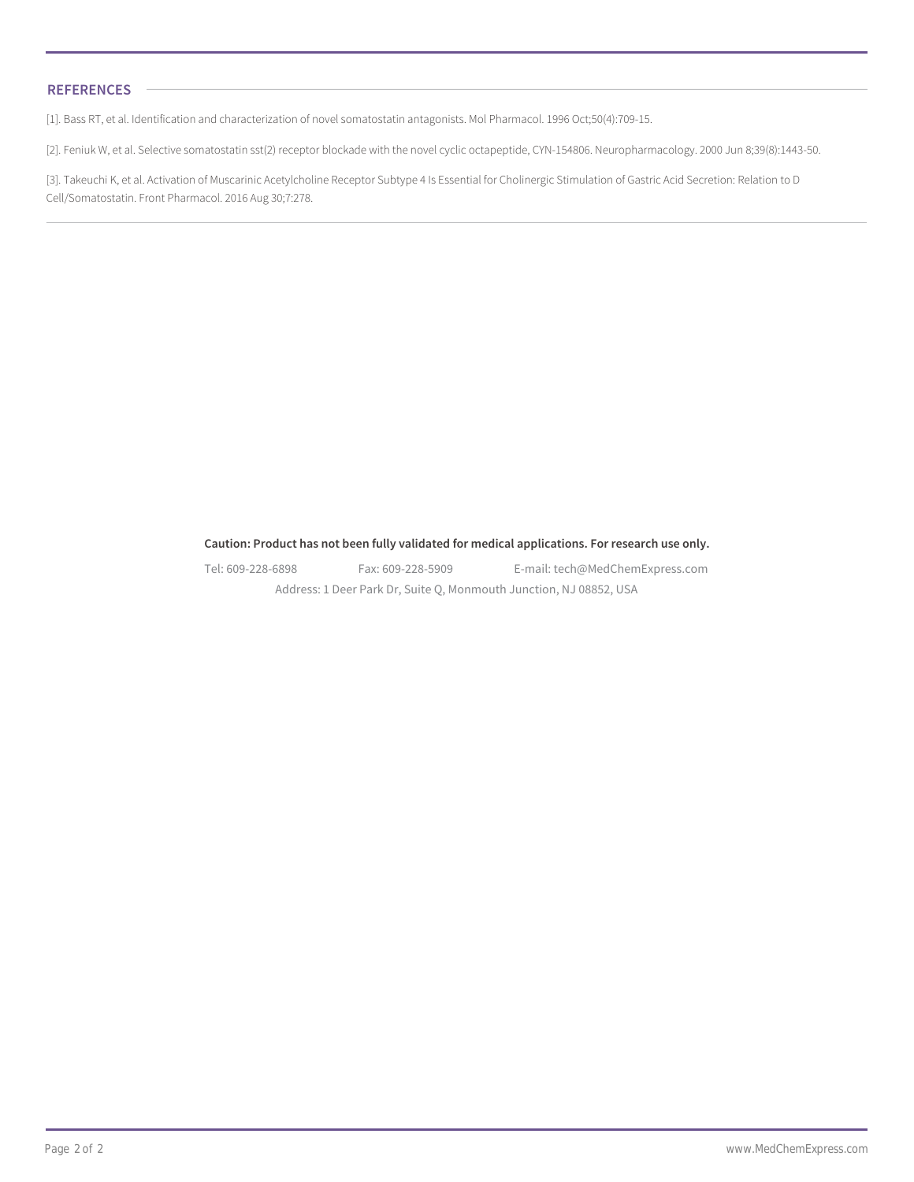## REFERENCES

[1]. Bass RT, et al. Identification and characterization of novel somatostatin antagonists. Mol Pharmacol. 1996 Oct;50(4):709-15.

[2]. Feniuk W, et al. Selective somatostatin sst(2) receptor blockade with the novel cyclic octapeptide, CYN-154806. Neuropharmacology. 2000 Jun 8;39(8):1443-50.

[3]. Takeuchi K, et al. Activation of Muscarinic Acetylcholine Receptor Subtype 4 Is Essential for Cholinergic Stimulation of Gastric Acid Secretion: Relation to D Cell/Somatostatin. Front Pharmacol. 2016 Aug 30;7:278.

**Caution: Product has not been fully validated for medical applications. For research use only.**

Tel: 609-228-6898 Fax: 609-228-5909 E-mail: tech@MedChemExpress.com

Address: 1 Deer Park Dr, Suite Q, Monmouth Junction, NJ 08852, USA